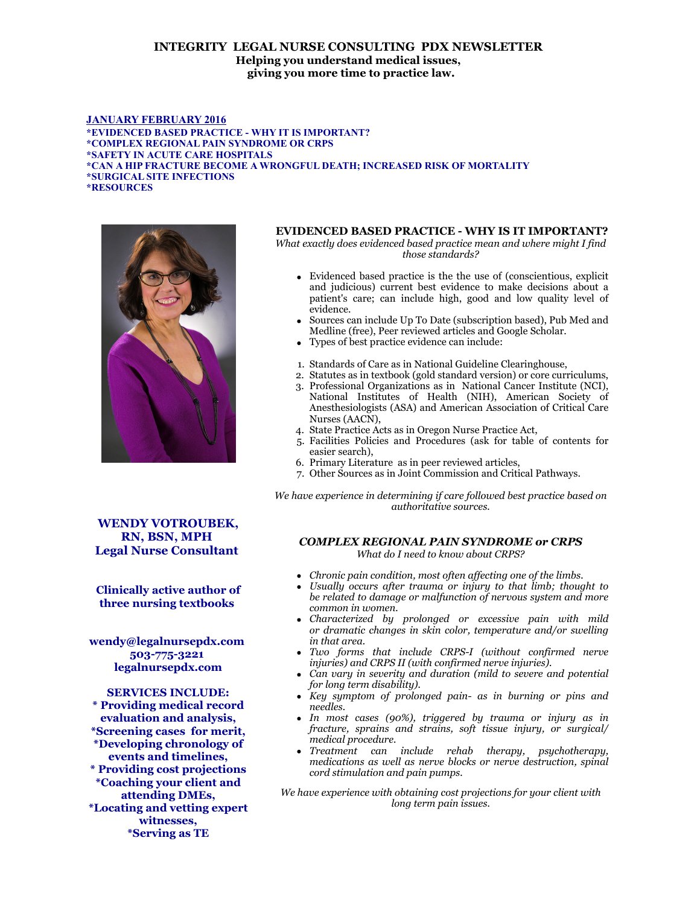# INTEGRITY LEGAL NURSE CONSULTING PDX NEWSLETTER

**Helping you understand medical issues, giving you more time to practice law.**

**JANUARY FEBRUARY 2016**
**\*EVIDENCED BASED PRACTICE - WHY IT IS IMPORTANT?**
**\*COMPLEX REGIONAL PAIN SYNDROME OR CRPS**
**\*SAFETY IN ACUTE CARE HOSPITALS**
**\*CAN A HIP FRACTURE BECOME A WRONGFUL DEATH; INCREASED RISK OF MORTALITY**
**\*SURGICAL SITE INFECTIONS**
**\*RESOURCES**

## EVIDENCED BASED PRACTICE - WHY IS IT IMPORTANT?

*What exactly does evidenced based practice mean and where might I find those standards?*

- Evidenced based practice is the the use of (conscientious, explicit and judicious) current best evidence to make decisions about a patient's care; can include high, good and low quality level of evidence.
- Sources can include Up To Date (subscription based), Pub Med and Medline (free), Peer reviewed articles and Google Scholar.
- Types of best practice evidence can include:

1. Standards of Care as in National Guideline Clearinghouse,
2. Statutes as in textbook (gold standard version) or core curriculums,
3. Professional Organizations as in National Cancer Institute (NCI), National Institutes of Health (NIH), American Society of Anesthesiologists (ASA) and American Association of Critical Care Nurses (AACN),
4. State Practice Acts as in Oregon Nurse Practice Act,
5. Facilities Policies and Procedures (ask for table of contents for easier search),
6. Primary Literature as in peer reviewed articles,
7. Other Sources as in Joint Commission and Critical Pathways.

*We have experience in determining if care followed best practice based on authoritative sources.*

## *COMPLEX REGIONAL PAIN SYNDROME or CRPS*

*What do I need to know about CRPS?*

- *Chronic pain condition, most often affecting one of the limbs.*
- *Usually occurs after trauma or injury to that limb; thought to be related to damage or malfunction of nervous system and more common in women.*
- *Characterized by prolonged or excessive pain with mild or dramatic changes in skin color, temperature and/or swelling in that area.*
- *Two forms that include CRPS-I (without confirmed nerve injuries) and CRPS II (with confirmed nerve injuries).*
- *Can vary in severity and duration (mild to severe and potential for long term disability).*
- *Key symptom of prolonged pain- as in burning or pins and needles.*
- *In most cases (90%), triggered by trauma or injury as in fracture, sprains and strains, soft tissue injury, or surgical/ medical procedure.*
- *Treatment can include rehab therapy, psychotherapy, medications as well as nerve blocks or nerve destruction, spinal cord stimulation and pain pumps.*

*We have experience with obtaining cost projections for your client with long term pain issues.*

**WENDY VOTROUBEK, RN, BSN, MPH**
**Legal Nurse Consultant**

**Clinically active author of three nursing textbooks**

**wendy@legalnursepdx.com**
**503-775-3221**
**legalnursepdx.com**

**SERVICES INCLUDE:**
**\* Providing medical record evaluation and analysis,**
**\*Screening cases for merit,**
**\*Developing chronology of events and timelines,**
**\* Providing cost projections**
**\*Coaching your client and attending DMEs,**
**\*Locating and vetting expert witnesses,**
**\*Serving as TE**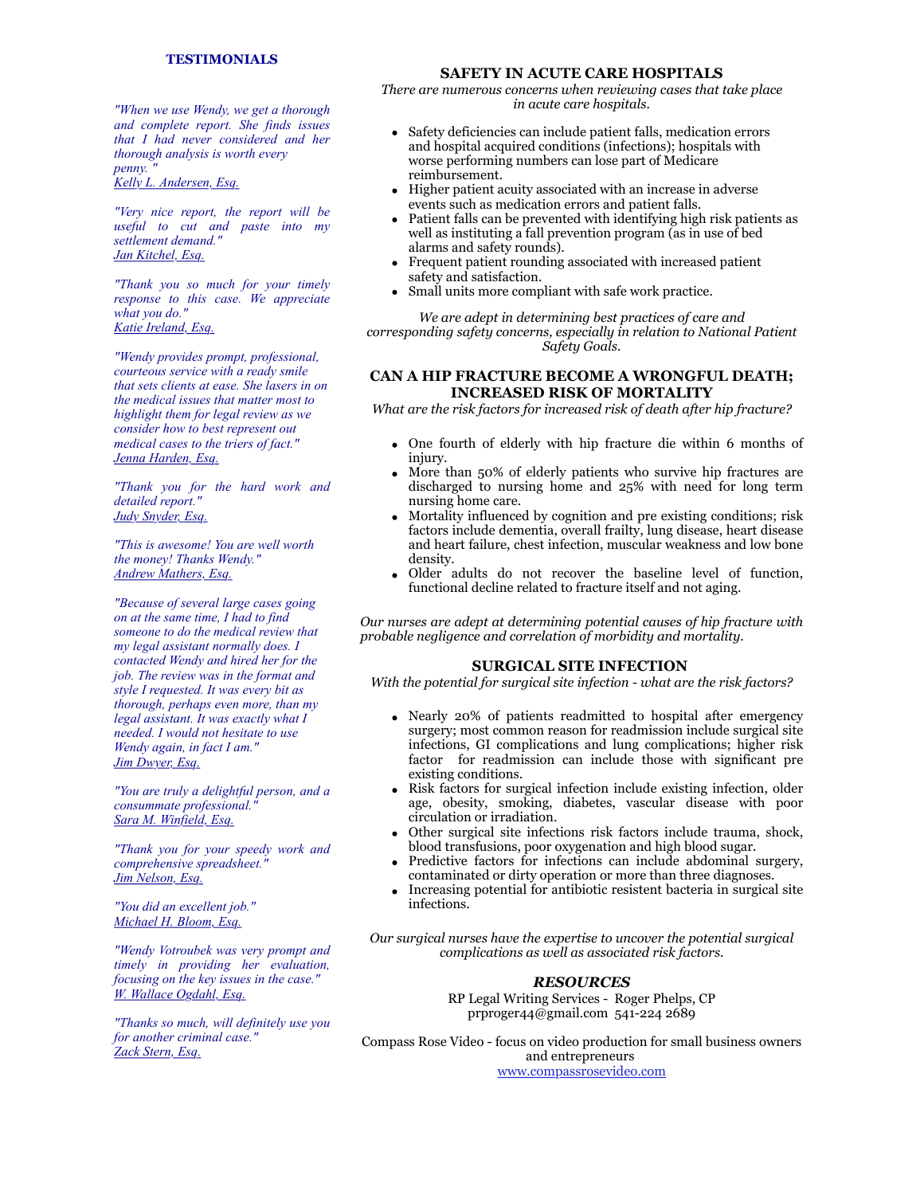## TESTIMONIALS

*"When we use Wendy, we get a thorough and complete report. She finds issues that I had never considered and her thorough analysis is worth every penny."*
Kelly L. Andersen, Esq.

*"Very nice report, the report will be useful to cut and paste into my settlement demand."*
Jan Kitchel, Esq.

*"Thank you so much for your timely response to this case. We appreciate what you do."*
Katie Ireland, Esq.

*"Wendy provides prompt, professional, courteous service with a ready smile that sets clients at ease. She lasers in on the medical issues that matter most to highlight them for legal review as we consider how to best represent out medical cases to the triers of fact."*
Jenna Harden, Esq.

*"Thank you for the hard work and detailed report."*
Judy Snyder, Esq.

*"This is awesome! You are well worth the money! Thanks Wendy."*
Andrew Mathers, Esq.

*"Because of several large cases going on at the same time, I had to find someone to do the medical review that my legal assistant normally does. I contacted Wendy and hired her for the job. The review was in the format and style I requested. It was every bit as thorough, perhaps even more, than my legal assistant. It was exactly what I needed. I would not hesitate to use Wendy again, in fact I am."*
Jim Dwyer, Esq.

*"You are truly a delightful person, and a consummate professional."*
Sara M. Winfield, Esq.

*"Thank you for your speedy work and comprehensive spreadsheet."*
Jim Nelson, Esq.

*"You did an excellent job."*
Michael H. Bloom, Esq.

*"Wendy Votroubek was very prompt and timely in providing her evaluation, focusing on the key issues in the case."*
W. Wallace Ogdahl, Esq.

*"Thanks so much, will definitely use you for another criminal case."*
Zack Stern, Esq.

## SAFETY IN ACUTE CARE HOSPITALS

*There are numerous concerns when reviewing cases that take place in acute care hospitals.*

- Safety deficiencies can include patient falls, medication errors and hospital acquired conditions (infections); hospitals with worse performing numbers can lose part of Medicare reimbursement.
- Higher patient acuity associated with an increase in adverse events such as medication errors and patient falls.
- Patient falls can be prevented with identifying high risk patients as well as instituting a fall prevention program (as in use of bed alarms and safety rounds).
- Frequent patient rounding associated with increased patient safety and satisfaction.
- Small units more compliant with safe work practice.

*We are adept in determining best practices of care and corresponding safety concerns, especially in relation to National Patient Safety Goals.*

## CAN A HIP FRACTURE BECOME A WRONGFUL DEATH; INCREASED RISK OF MORTALITY

*What are the risk factors for increased risk of death after hip fracture?*

- One fourth of elderly with hip fracture die within 6 months of injury.
- More than 50% of elderly patients who survive hip fractures are discharged to nursing home and 25% with need for long term nursing home care.
- Mortality influenced by cognition and pre existing conditions; risk factors include dementia, overall frailty, lung disease, heart disease and heart failure, chest infection, muscular weakness and low bone density.
- Older adults do not recover the baseline level of function, functional decline related to fracture itself and not aging.

*Our nurses are adept at determining potential causes of hip fracture with probable negligence and correlation of morbidity and mortality.*

## SURGICAL SITE INFECTION

*With the potential for surgical site infection - what are the risk factors?*

- Nearly 20% of patients readmitted to hospital after emergency surgery; most common reason for readmission include surgical site infections, GI complications and lung complications; higher risk factor for readmission can include those with significant pre existing conditions.
- Risk factors for surgical infection include existing infection, older age, obesity, smoking, diabetes, vascular disease with poor circulation or irradiation.
- Other surgical site infections risk factors include trauma, shock, blood transfusions, poor oxygenation and high blood sugar.
- Predictive factors for infections can include abdominal surgery, contaminated or dirty operation or more than three diagnoses.
- Increasing potential for antibiotic resistent bacteria in surgical site infections.

*Our surgical nurses have the expertise to uncover the potential surgical complications as well as associated risk factors.*

## *RESOURCES*

RP Legal Writing Services - Roger Phelps, CP
prproger44@gmail.com 541-224 2689

Compass Rose Video - focus on video production for small business owners and entrepreneurs
www.compassrosevideo.com